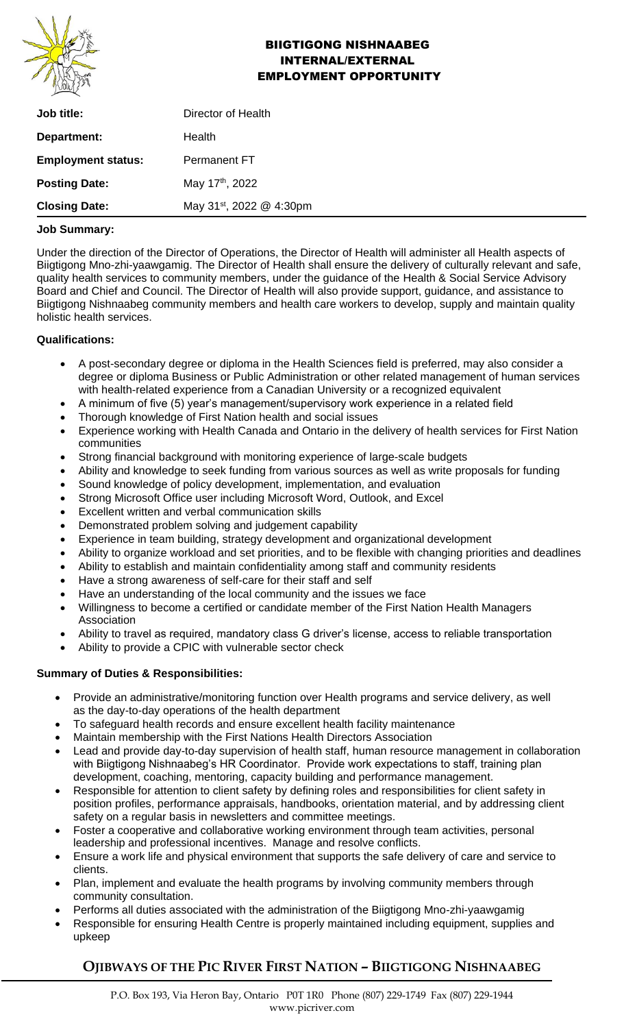# BIIGTIGONG NISHNAABEG
## INTERNAL/EXTERNAL
## EMPLOYMENT OPPORTUNITY

| | |
|---|---|
| **Job title:** | Director of Health |
| **Department:** | Health |
| **Employment status:** | Permanent FT |
| **Posting Date:** | May 17th, 2022 |
| **Closing Date:** | May 31st, 2022 @ 4:30pm |

**Job Summary:**

Under the direction of the Director of Operations, the Director of Health will administer all Health aspects of Biigtigong Mno-zhi-yaawgamig. The Director of Health shall ensure the delivery of culturally relevant and safe, quality health services to community members, under the guidance of the Health & Social Service Advisory Board and Chief and Council. The Director of Health will also provide support, guidance, and assistance to Biigtigong Nishnaabeg community members and health care workers to develop, supply and maintain quality holistic health services.

**Qualifications:**

- A post-secondary degree or diploma in the Health Sciences field is preferred, may also consider a degree or diploma Business or Public Administration or other related management of human services with health-related experience from a Canadian University or a recognized equivalent
- A minimum of five (5) year's management/supervisory work experience in a related field
- Thorough knowledge of First Nation health and social issues
- Experience working with Health Canada and Ontario in the delivery of health services for First Nation communities
- Strong financial background with monitoring experience of large-scale budgets
- Ability and knowledge to seek funding from various sources as well as write proposals for funding
- Sound knowledge of policy development, implementation, and evaluation
- Strong Microsoft Office user including Microsoft Word, Outlook, and Excel
- Excellent written and verbal communication skills
- Demonstrated problem solving and judgement capability
- Experience in team building, strategy development and organizational development
- Ability to organize workload and set priorities, and to be flexible with changing priorities and deadlines
- Ability to establish and maintain confidentiality among staff and community residents
- Have a strong awareness of self-care for their staff and self
- Have an understanding of the local community and the issues we face
- Willingness to become a certified or candidate member of the First Nation Health Managers Association
- Ability to travel as required, mandatory class G driver's license, access to reliable transportation
- Ability to provide a CPIC with vulnerable sector check

**Summary of Duties & Responsibilities:**

- Provide an administrative/monitoring function over Health programs and service delivery, as well as the day-to-day operations of the health department
- To safeguard health records and ensure excellent health facility maintenance
- Maintain membership with the First Nations Health Directors Association
- Lead and provide day-to-day supervision of health staff, human resource management in collaboration with Biigtigong Nishnaabeg's HR Coordinator. Provide work expectations to staff, training plan development, coaching, mentoring, capacity building and performance management.
- Responsible for attention to client safety by defining roles and responsibilities for client safety in position profiles, performance appraisals, handbooks, orientation material, and by addressing client safety on a regular basis in newsletters and committee meetings.
- Foster a cooperative and collaborative working environment through team activities, personal leadership and professional incentives. Manage and resolve conflicts.
- Ensure a work life and physical environment that supports the safe delivery of care and service to clients.
- Plan, implement and evaluate the health programs by involving community members through community consultation.
- Performs all duties associated with the administration of the Biigtigong Mno-zhi-yaawgamig
- Responsible for ensuring Health Centre is properly maintained including equipment, supplies and upkeep

**OJIBWAYS OF THE PIC RIVER FIRST NATION – BIIGTIGONG NISHNAABEG**

P.O. Box 193, Via Heron Bay, Ontario P0T 1R0 Phone (807) 229-1749 Fax (807) 229-1944
www.picriver.com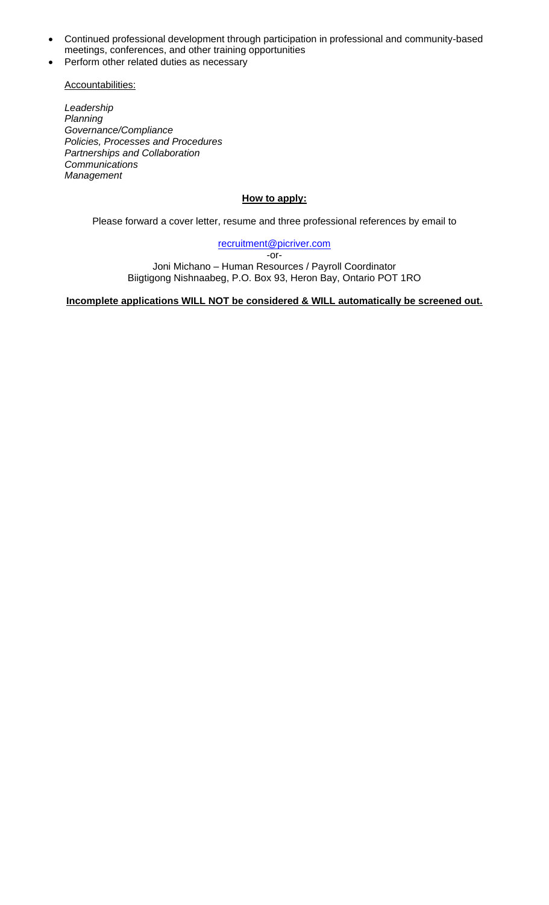- Continued professional development through participation in professional and community-based meetings, conferences, and other training opportunities
- Perform other related duties as necessary

Accountabilities:

*Leadership*
*Planning*
*Governance/Compliance*
*Policies, Processes and Procedures*
*Partnerships and Collaboration*
*Communications*
*Management*

**How to apply:**

Please forward a cover letter, resume and three professional references by email to

recruitment@picriver.com

-or-

Joni Michano – Human Resources / Payroll Coordinator
Biigtigong Nishnaabeg, P.O. Box 93, Heron Bay, Ontario POT 1RO

**Incomplete applications WILL NOT be considered & WILL automatically be screened out.**